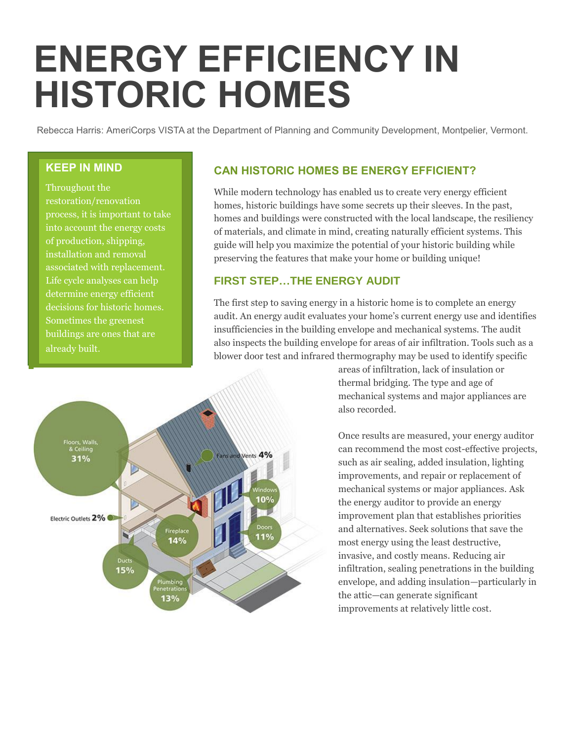# ENERGY EFFICIENCY IN HISTORIC HOMES

Rebecca Harris: AmeriCorps VISTA at the Department of Planning and Community Development, Montpelier, Vermont.

### KEEP IN MIND

Throughout the restoration/renovation process, it is important to take into account the energy costs of production, shipping, installation and removal associated with replacement. Life cycle analyses can help determine energy efficient decisions for historic homes. Sometimes the greenest buildings are ones that are already built.

## CAN HISTORIC HOMES BE ENERGY EFFICIENT?

While modern technology has enabled us to create very energy efficient homes, historic buildings have some secrets up their sleeves. In the past, homes and buildings were constructed with the local landscape, the resiliency of materials, and climate in mind, creating naturally efficient systems. This guide will help you maximize the potential of your historic building while preserving the features that make your home or building unique!

## FIRST STEP…THE ENERGY AUDIT

The first step to saving energy in a historic home is to complete an energy audit. An energy audit evaluates your home's current energy use and identifies insufficiencies in the building envelope and mechanical systems. The audit also inspects the building envelope for areas of air infiltration. Tools such as a blower door test and infrared thermography may be used to identify specific areas of infiltration, lack of insulation or thermal bridging. The type and age of mechanical systems and major appliances are also recorded.

Once results are measured, your energy auditor can recommend the most cost-effective projects, such as air sealing, added insulation, lighting improvements, and repair or replacement of mechanical systems or major appliances. Ask the energy auditor to provide an energy improvement plan that establishes priorities and alternatives. Seek solutions that save the most energy using the least destructive, invasive, and costly means. Reducing air infiltration, sealing penetrations in the building envelope, and adding insulation—particularly in the attic—can generate significant improvements at relatively little cost.

Floors, Walls, & Ceiling 31%
Fans and Vents 4%
Windows 10%
Electric Outlets 2%
Fireplace 14%
Doors 11%
Ducts 15%
Plumbing Penetrations 13%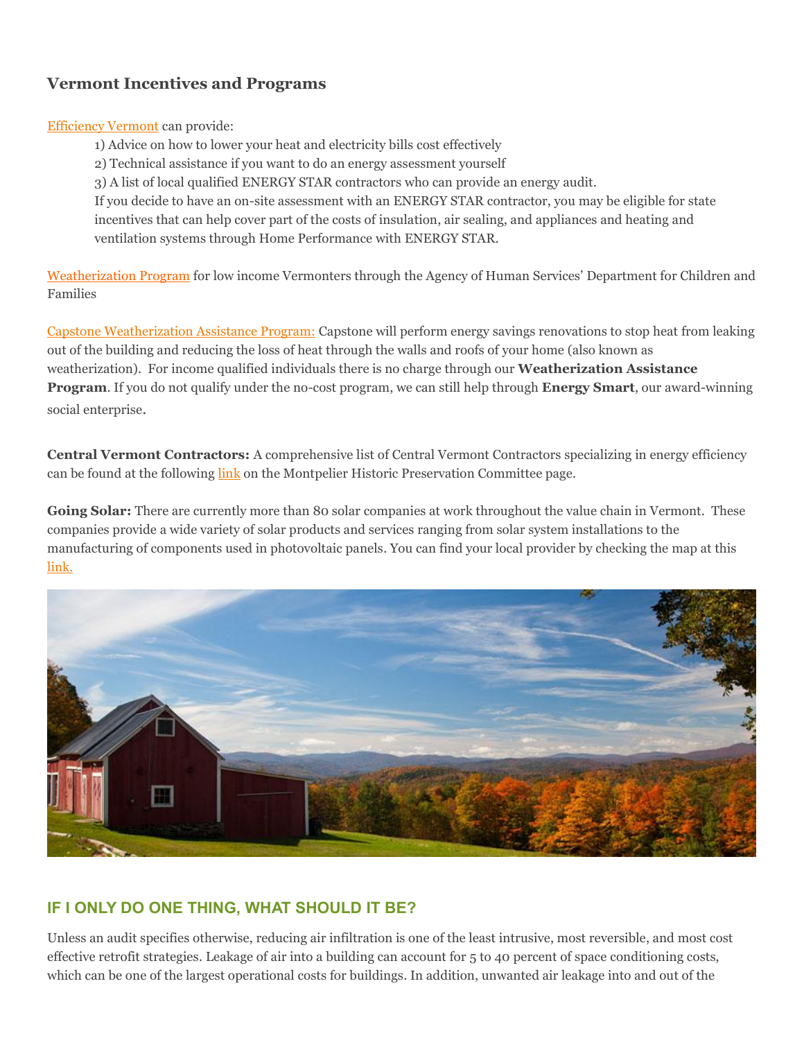### Vermont Incentives and Programs

Efficiency Vermont can provide:

1) Advice on how to lower your heat and electricity bills cost effectively
2) Technical assistance if you want to do an energy assessment yourself
3) A list of local qualified ENERGY STAR contractors who can provide an energy audit.

If you decide to have an on-site assessment with an ENERGY STAR contractor, you may be eligible for state incentives that can help cover part of the costs of insulation, air sealing, and appliances and heating and ventilation systems through Home Performance with ENERGY STAR.

Weatherization Program for low income Vermonters through the Agency of Human Services' Department for Children and Families

Capstone Weatherization Assistance Program: Capstone will perform energy savings renovations to stop heat from leaking out of the building and reducing the loss of heat through the walls and roofs of your home (also known as weatherization). For income qualified individuals there is no charge through our **Weatherization Assistance Program**. If you do not qualify under the no-cost program, we can still help through **Energy Smart**, our award-winning social enterprise.

**Central Vermont Contractors:** A comprehensive list of Central Vermont Contractors specializing in energy efficiency can be found at the following link on the Montpelier Historic Preservation Committee page.

**Going Solar:** There are currently more than 80 solar companies at work throughout the value chain in Vermont. These companies provide a wide variety of solar products and services ranging from solar system installations to the manufacturing of components used in photovoltaic panels. You can find your local provider by checking the map at this link.

## IF I ONLY DO ONE THING, WHAT SHOULD IT BE?

Unless an audit specifies otherwise, reducing air infiltration is one of the least intrusive, most reversible, and most cost effective retrofit strategies. Leakage of air into a building can account for 5 to 40 percent of space conditioning costs, which can be one of the largest operational costs for buildings. In addition, unwanted air leakage into and out of the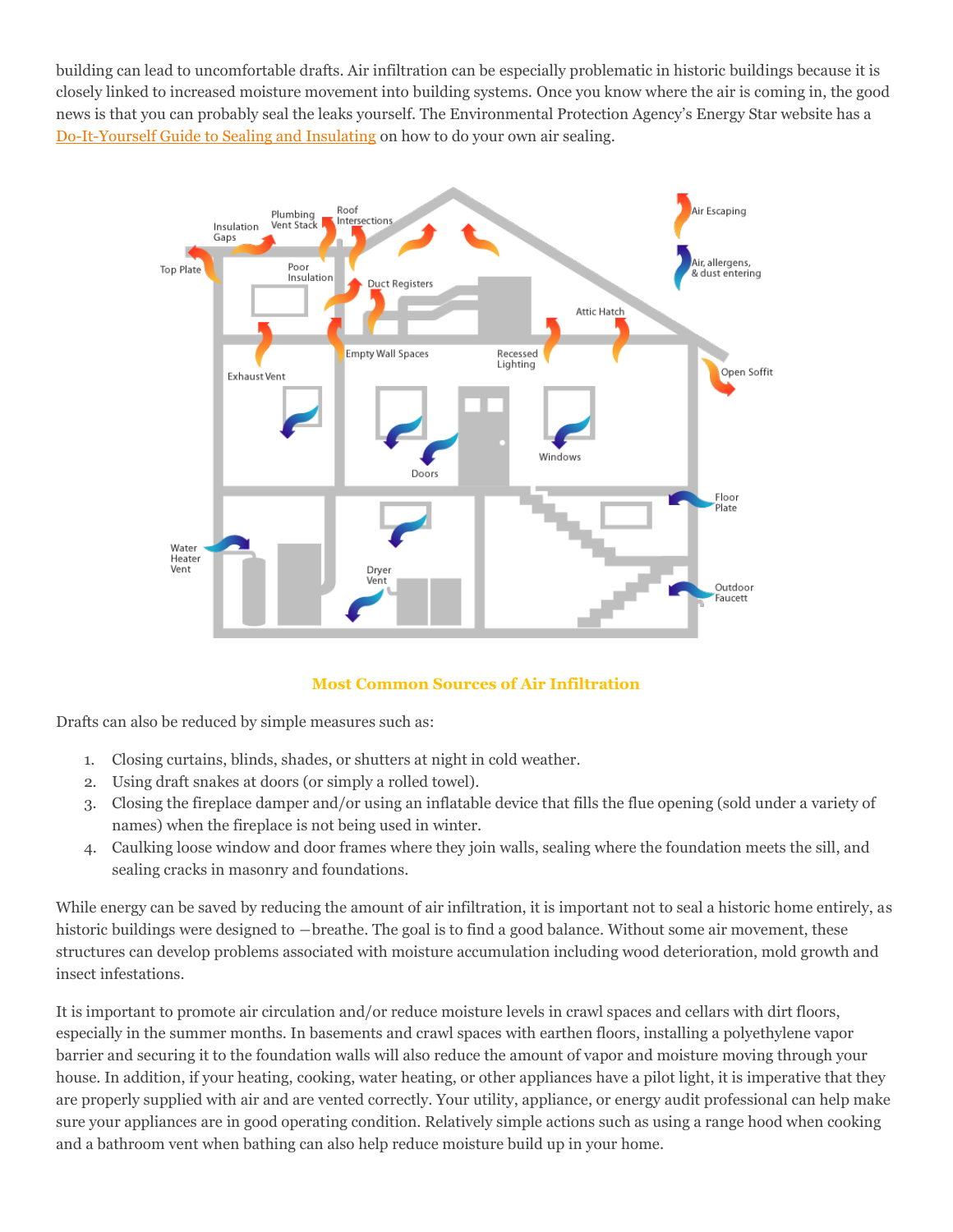building can lead to uncomfortable drafts. Air infiltration can be especially problematic in historic buildings because it is closely linked to increased moisture movement into building systems. Once you know where the air is coming in, the good news is that you can probably seal the leaks yourself. The Environmental Protection Agency's Energy Star website has a Do-It-Yourself Guide to Sealing and Insulating on how to do your own air sealing.

**Most Common Sources of Air Infiltration**

Drafts can also be reduced by simple measures such as:

1. Closing curtains, blinds, shades, or shutters at night in cold weather.
2. Using draft snakes at doors (or simply a rolled towel).
3. Closing the fireplace damper and/or using an inflatable device that fills the flue opening (sold under a variety of names) when the fireplace is not being used in winter.
4. Caulking loose window and door frames where they join walls, sealing where the foundation meets the sill, and sealing cracks in masonry and foundations.

While energy can be saved by reducing the amount of air infiltration, it is important not to seal a historic home entirely, as historic buildings were designed to ―breathe. The goal is to find a good balance. Without some air movement, these structures can develop problems associated with moisture accumulation including wood deterioration, mold growth and insect infestations.

It is important to promote air circulation and/or reduce moisture levels in crawl spaces and cellars with dirt floors, especially in the summer months. In basements and crawl spaces with earthen floors, installing a polyethylene vapor barrier and securing it to the foundation walls will also reduce the amount of vapor and moisture moving through your house. In addition, if your heating, cooking, water heating, or other appliances have a pilot light, it is imperative that they are properly supplied with air and are vented correctly. Your utility, appliance, or energy audit professional can help make sure your appliances are in good operating condition. Relatively simple actions such as using a range hood when cooking and a bathroom vent when bathing can also help reduce moisture build up in your home.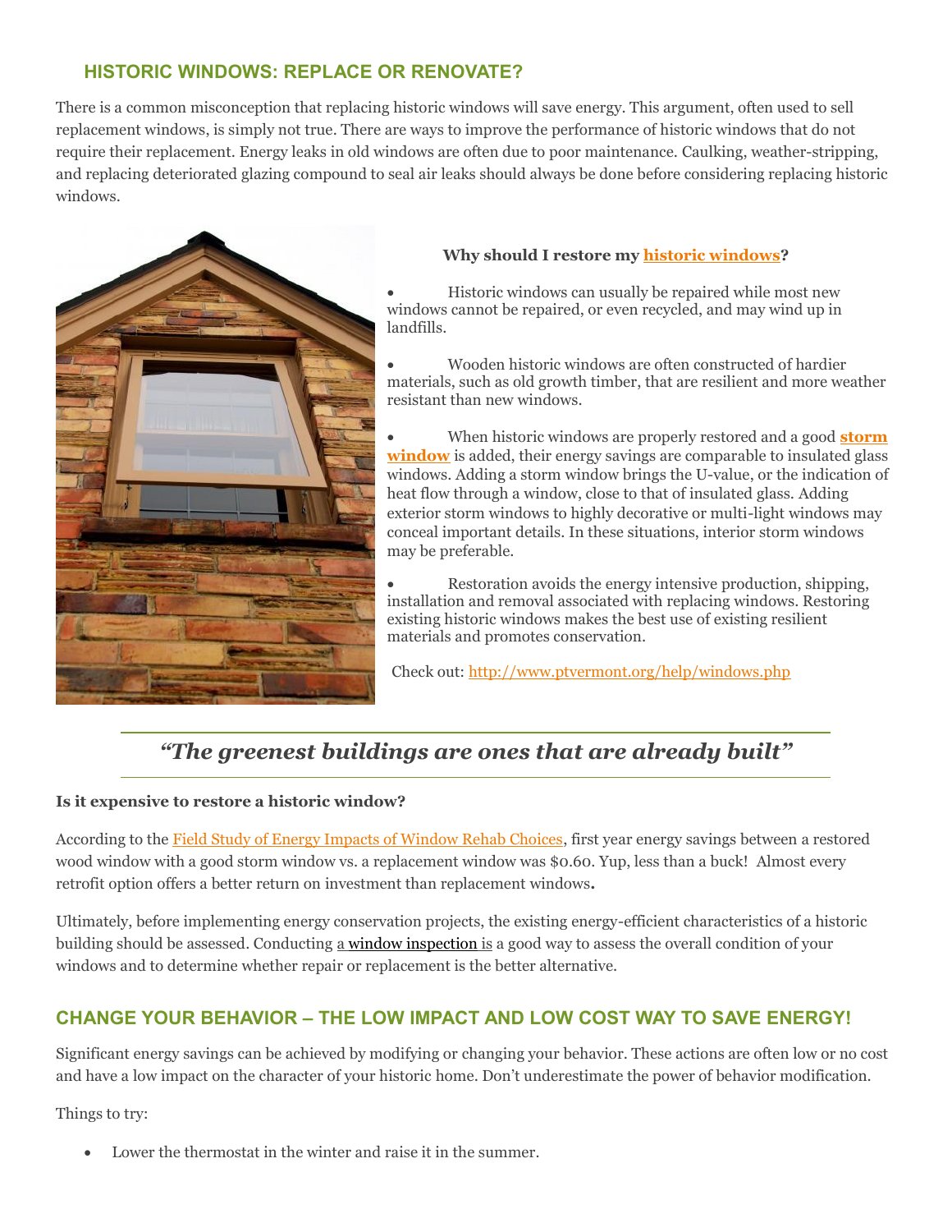## HISTORIC WINDOWS: REPLACE OR RENOVATE?

There is a common misconception that replacing historic windows will save energy. This argument, often used to sell replacement windows, is simply not true. There are ways to improve the performance of historic windows that do not require their replacement. Energy leaks in old windows are often due to poor maintenance. Caulking, weather-stripping, and replacing deteriorated glazing compound to seal air leaks should always be done before considering replacing historic windows.

**Why should I restore my historic windows?**

- Historic windows can usually be repaired while most new windows cannot be repaired, or even recycled, and may wind up in landfills.
- Wooden historic windows are often constructed of hardier materials, such as old growth timber, that are resilient and more weather resistant than new windows.
- When historic windows are properly restored and a good **storm window** is added, their energy savings are comparable to insulated glass windows. Adding a storm window brings the U-value, or the indication of heat flow through a window, close to that of insulated glass. Adding exterior storm windows to highly decorative or multi-light windows may conceal important details. In these situations, interior storm windows may be preferable.
- Restoration avoids the energy intensive production, shipping, installation and removal associated with replacing windows. Restoring existing historic windows makes the best use of existing resilient materials and promotes conservation.

Check out: http://www.ptvermont.org/help/windows.php

***"The greenest buildings are ones that are already built"***

**Is it expensive to restore a historic window?**

According to the Field Study of Energy Impacts of Window Rehab Choices, first year energy savings between a restored wood window with a good storm window vs. a replacement window was $0.60. Yup, less than a buck! Almost every retrofit option offers a better return on investment than replacement windows**.**

Ultimately, before implementing energy conservation projects, the existing energy-efficient characteristics of a historic building should be assessed. Conducting a window inspection is a good way to assess the overall condition of your windows and to determine whether repair or replacement is the better alternative.

## CHANGE YOUR BEHAVIOR – THE LOW IMPACT AND LOW COST WAY TO SAVE ENERGY!

Significant energy savings can be achieved by modifying or changing your behavior. These actions are often low or no cost and have a low impact on the character of your historic home. Don't underestimate the power of behavior modification.

Things to try:

- Lower the thermostat in the winter and raise it in the summer.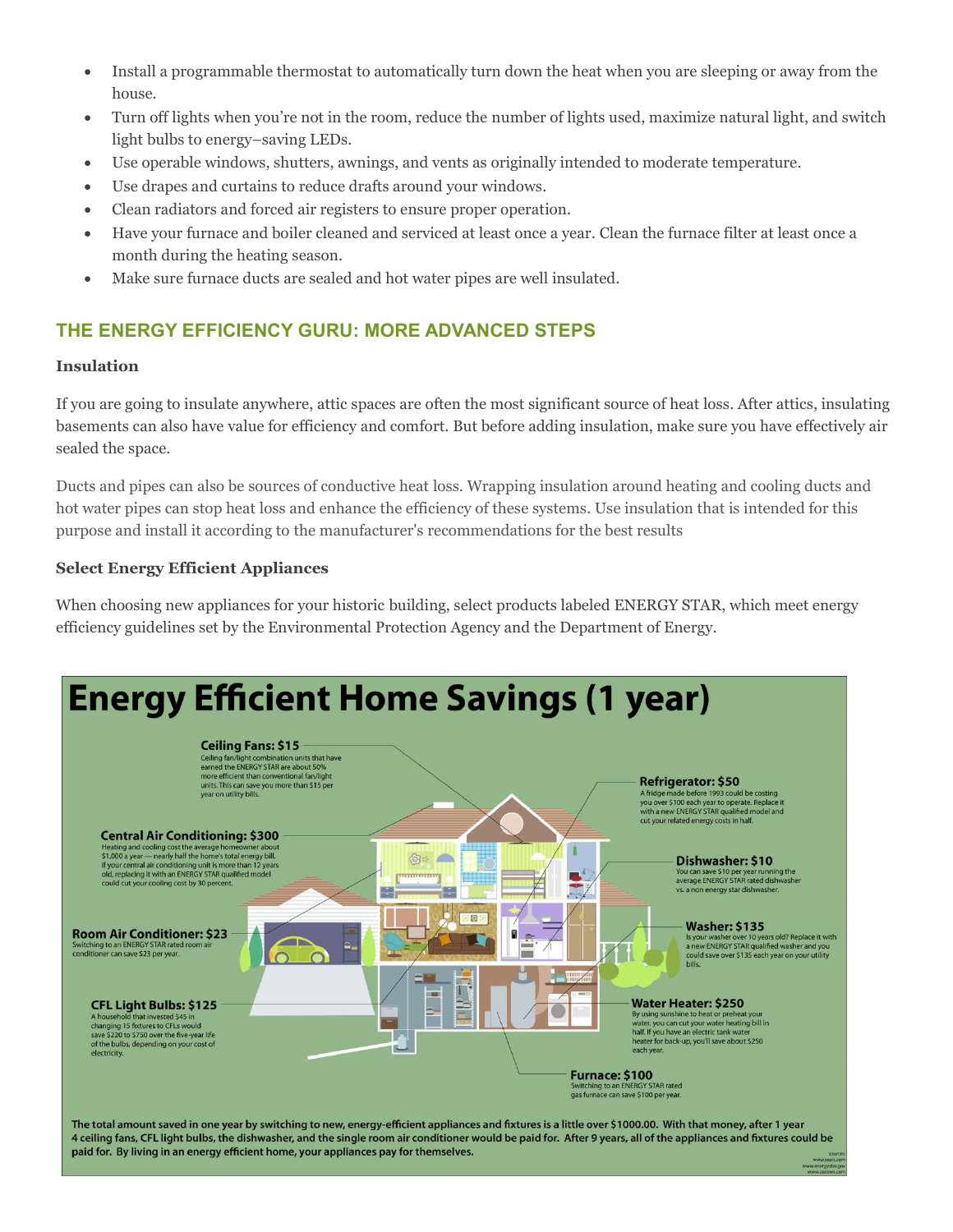- Install a programmable thermostat to automatically turn down the heat when you are sleeping or away from the house.
- Turn off lights when you're not in the room, reduce the number of lights used, maximize natural light, and switch light bulbs to energy–saving LEDs.
- Use operable windows, shutters, awnings, and vents as originally intended to moderate temperature.
- Use drapes and curtains to reduce drafts around your windows.
- Clean radiators and forced air registers to ensure proper operation.
- Have your furnace and boiler cleaned and serviced at least once a year. Clean the furnace filter at least once a month during the heating season.
- Make sure furnace ducts are sealed and hot water pipes are well insulated.

## THE ENERGY EFFICIENCY GURU: MORE ADVANCED STEPS

**Insulation**

If you are going to insulate anywhere, attic spaces are often the most significant source of heat loss. After attics, insulating basements can also have value for efficiency and comfort. But before adding insulation, make sure you have effectively air sealed the space.

Ducts and pipes can also be sources of conductive heat loss. Wrapping insulation around heating and cooling ducts and hot water pipes can stop heat loss and enhance the efficiency of these systems. Use insulation that is intended for this purpose and install it according to the manufacturer's recommendations for the best results

**Select Energy Efficient Appliances**

When choosing new appliances for your historic building, select products labeled ENERGY STAR, which meet energy efficiency guidelines set by the Environmental Protection Agency and the Department of Energy.

# Energy Efficient Home Savings (1 year)

**Ceiling Fans: $15**
Ceiling fan/light combination units that have earned the ENERGY STAR are about 50% more efficient than conventional fan/light units. This can save you more than $15 per year on utility bills.

**Central Air Conditioning: $300**
Heating and cooling cost the average homeowner about $1,000 a year — nearly half the home's total energy bill. If your central air conditioning unit is more than 12 years old, replacing it with an ENERGY STAR qualified model could cut your cooling cost by 30 percent.

**Room Air Conditioner: $23**
Switching to an ENERGY STAR rated room air conditioner can save $23 per year.

**CFL Light Bulbs: $125**
A household that invested $45 in changing 15 fixtures to CFLs would save $220 to $750 over the five-year life of the bulbs, depending on your cost of electricity.

**Refrigerator: $50**
A fridge made before 1993 could be costing you over $100 each year to operate. Replace it with a new ENERGY STAR qualified model and cut your related energy costs in half.

**Dishwasher: $10**
You can save $10 per year running the average ENERGY STAR rated dishwasher vs. a non energy star dishwasher.

**Washer: $135**
Is your washer over 10 years old? Replace it with a new ENERGY STAR qualified washer and you could save over $135 each year on your utility bills.

**Water Heater: $250**
By using sunshine to heat or preheat your water, you can cut your water heating bill in half. If you have an electric tank water heater for back-up, you'll save about $250 each year.

**Furnace: $100**
Switching to an ENERGY STAR rated gas furnace can save $100 per year.

The total amount saved in one year by switching to new, energy-efficient appliances and fixtures is a little over $1000.00. With that money, after 1 year 4 ceiling fans, CFL light bulbs, the dishwasher, and the single room air conditioner would be paid for. After 9 years, all of the appliances and fixtures could be paid for. By living in an energy efficient home, your appliances pay for themselves.

sources: www.sears.com, www.energystar.gov, www.usnews.com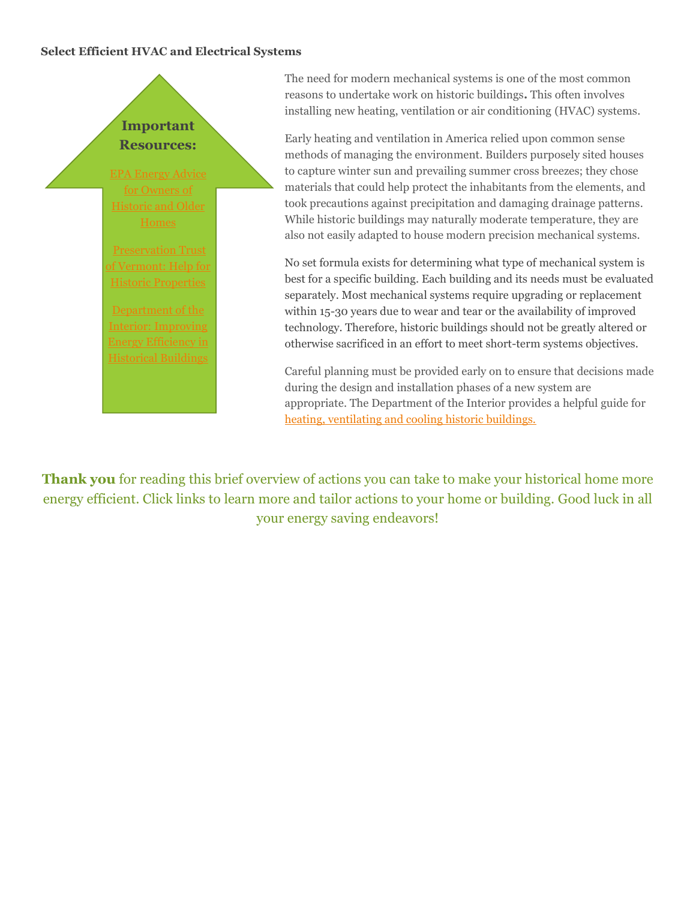### Select Efficient HVAC and Electrical Systems

**Important Resources:**

EPA Energy Advice for Owners of Historic and Older Homes

Preservation Trust of Vermont: Help for Historic Properties

Department of the Interior: Improving Energy Efficiency in Historical Buildings

The need for modern mechanical systems is one of the most common reasons to undertake work on historic buildings**.** This often involves installing new heating, ventilation or air conditioning (HVAC) systems.

Early heating and ventilation in America relied upon common sense methods of managing the environment. Builders purposely sited houses to capture winter sun and prevailing summer cross breezes; they chose materials that could help protect the inhabitants from the elements, and took precautions against precipitation and damaging drainage patterns. While historic buildings may naturally moderate temperature, they are also not easily adapted to house modern precision mechanical systems.

No set formula exists for determining what type of mechanical system is best for a specific building. Each building and its needs must be evaluated separately. Most mechanical systems require upgrading or replacement within 15-30 years due to wear and tear or the availability of improved technology. Therefore, historic buildings should not be greatly altered or otherwise sacrificed in an effort to meet short-term systems objectives.

Careful planning must be provided early on to ensure that decisions made during the design and installation phases of a new system are appropriate. The Department of the Interior provides a helpful guide for heating, ventilating and cooling historic buildings.

**Thank you** for reading this brief overview of actions you can take to make your historical home more energy efficient. Click links to learn more and tailor actions to your home or building. Good luck in all your energy saving endeavors!